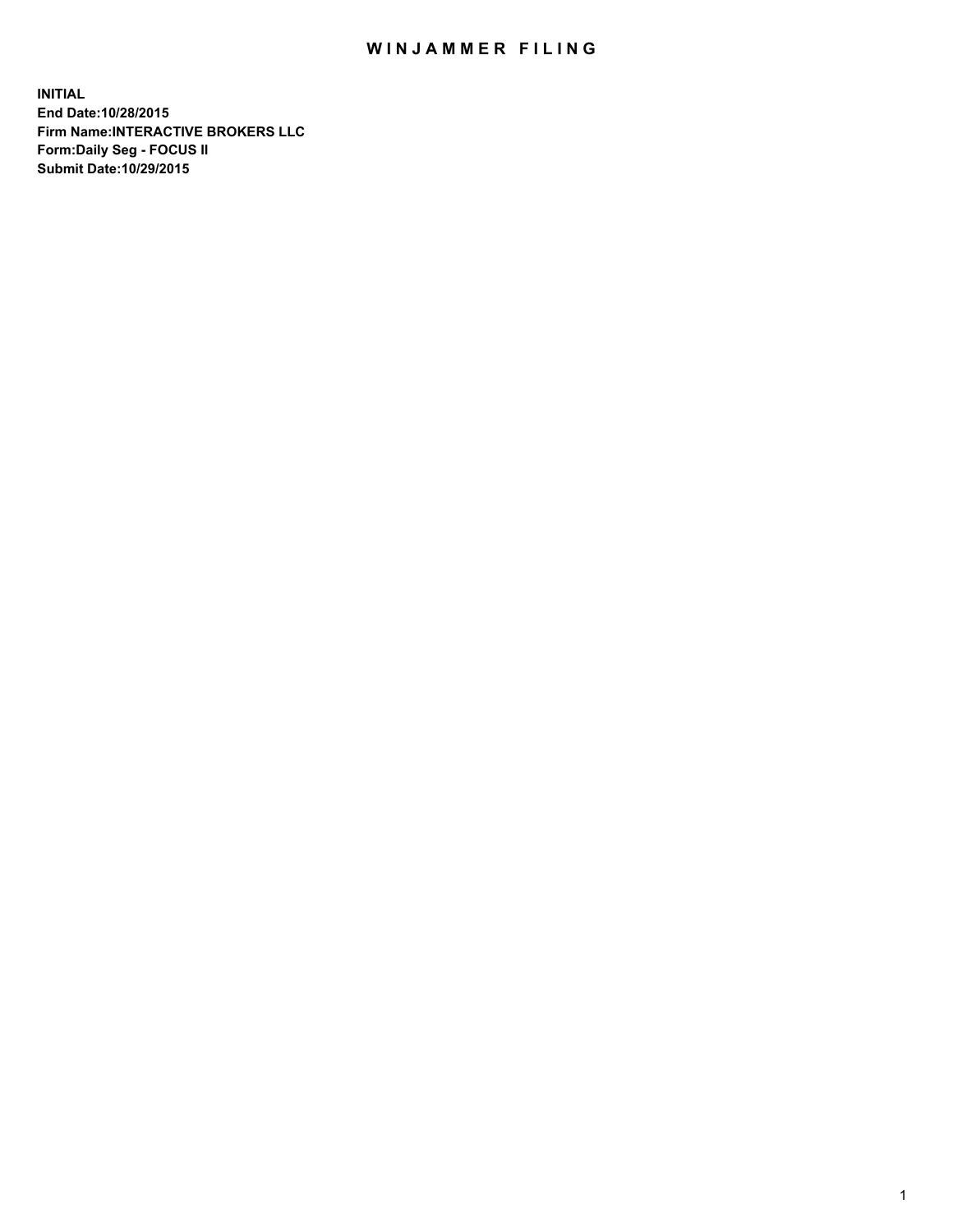# WINJAMMER FILING

**INITIAL**
**End Date:10/28/2015**
**Firm Name:INTERACTIVE BROKERS LLC**
**Form:Daily Seg - FOCUS II**
**Submit Date:10/29/2015**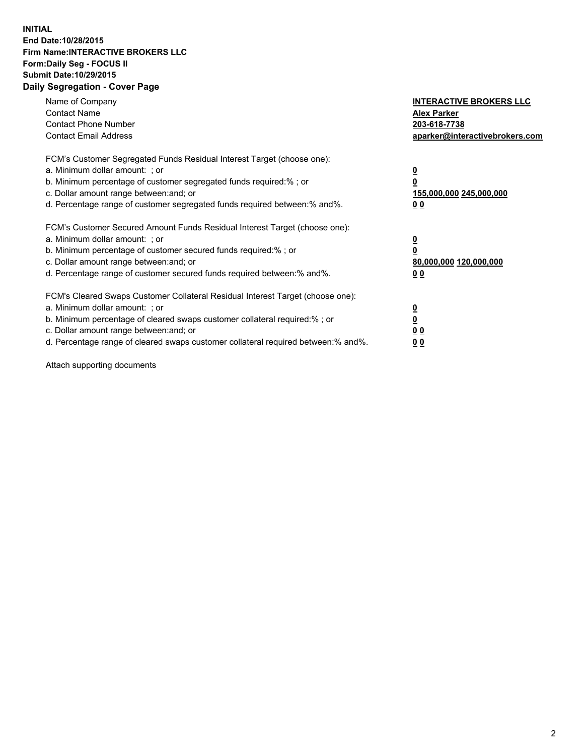**INITIAL**
**End Date:10/28/2015**
**Firm Name:INTERACTIVE BROKERS LLC**
**Form:Daily Seg - FOCUS II**
**Submit Date:10/29/2015**

## Daily Segregation - Cover Page

| | |
|---|---|
| Name of Company | **INTERACTIVE BROKERS LLC** |
| Contact Name | **Alex Parker** |
| Contact Phone Number | **203-618-7738** |
| Contact Email Address | **aparker@interactivebrokers.com** |

FCM's Customer Segregated Funds Residual Interest Target (choose one):

| | |
|---|---|
| a. Minimum dollar amount: ; or | **0** |
| b. Minimum percentage of customer segregated funds required:% ; or | **0** |
| c. Dollar amount range between:and; or | **155,000,000 245,000,000** |
| d. Percentage range of customer segregated funds required between:% and%. | **0 0** |

FCM's Customer Secured Amount Funds Residual Interest Target (choose one):

| | |
|---|---|
| a. Minimum dollar amount: ; or | **0** |
| b. Minimum percentage of customer secured funds required:% ; or | **0** |
| c. Dollar amount range between:and; or | **80,000,000 120,000,000** |
| d. Percentage range of customer secured funds required between:% and%. | **0 0** |

FCM's Cleared Swaps Customer Collateral Residual Interest Target (choose one):

| | |
|---|---|
| a. Minimum dollar amount: ; or | **0** |
| b. Minimum percentage of cleared swaps customer collateral required:% ; or | **0** |
| c. Dollar amount range between:and; or | **0 0** |
| d. Percentage range of cleared swaps customer collateral required between:% and%. | **0 0** |

Attach supporting documents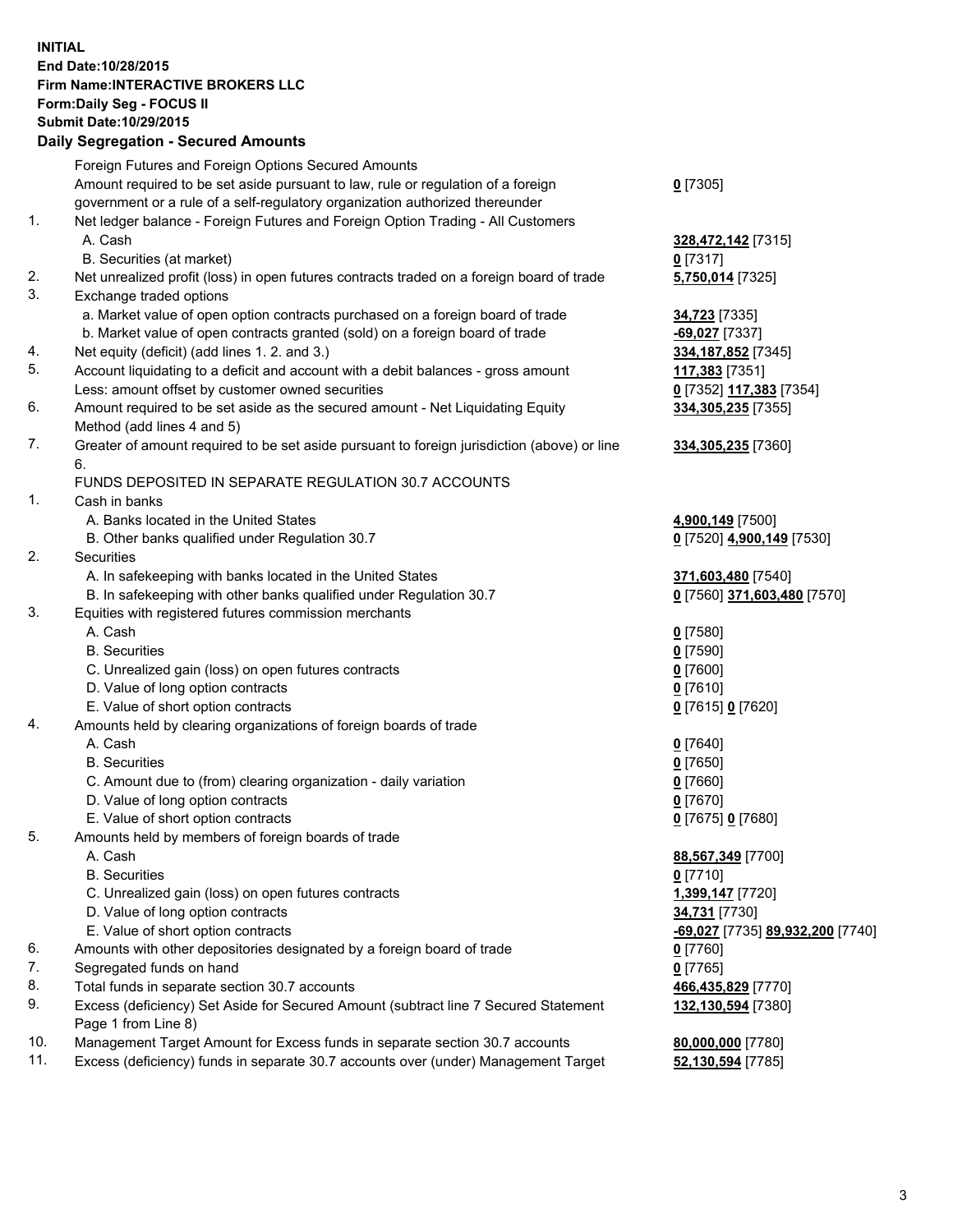**INITIAL**
**End Date:10/28/2015**
**Firm Name:INTERACTIVE BROKERS LLC**
**Form:Daily Seg - FOCUS II**
**Submit Date:10/29/2015**

## Daily Segregation - Secured Amounts

| | | |
|---|---|---|
| | Foreign Futures and Foreign Options Secured Amounts | |
| | Amount required to be set aside pursuant to law, rule or regulation of a foreign government or a rule of a self-regulatory organization authorized thereunder | **0** [7305] |
| 1. | Net ledger balance - Foreign Futures and Foreign Option Trading - All Customers | |
| | A. Cash | **328,472,142** [7315] |
| | B. Securities (at market) | **0** [7317] |
| 2. | Net unrealized profit (loss) in open futures contracts traded on a foreign board of trade | **5,750,014** [7325] |
| 3. | Exchange traded options | |
| | a. Market value of open option contracts purchased on a foreign board of trade | **34,723** [7335] |
| | b. Market value of open contracts granted (sold) on a foreign board of trade | **-69,027** [7337] |
| 4. | Net equity (deficit) (add lines 1. 2. and 3.) | **334,187,852** [7345] |
| 5. | Account liquidating to a deficit and account with a debit balances - gross amount | **117,383** [7351] |
| | Less: amount offset by customer owned securities | **0** [7352] **117,383** [7354] |
| 6. | Amount required to be set aside as the secured amount - Net Liquidating Equity Method (add lines 4 and 5) | **334,305,235** [7355] |
| 7. | Greater of amount required to be set aside pursuant to foreign jurisdiction (above) or line 6. | **334,305,235** [7360] |
| | FUNDS DEPOSITED IN SEPARATE REGULATION 30.7 ACCOUNTS | |
| 1. | Cash in banks | |
| | A. Banks located in the United States | **4,900,149** [7500] |
| | B. Other banks qualified under Regulation 30.7 | **0** [7520] **4,900,149** [7530] |
| 2. | Securities | |
| | A. In safekeeping with banks located in the United States | **371,603,480** [7540] |
| | B. In safekeeping with other banks qualified under Regulation 30.7 | **0** [7560] **371,603,480** [7570] |
| 3. | Equities with registered futures commission merchants | |
| | A. Cash | **0** [7580] |
| | B. Securities | **0** [7590] |
| | C. Unrealized gain (loss) on open futures contracts | **0** [7600] |
| | D. Value of long option contracts | **0** [7610] |
| | E. Value of short option contracts | **0** [7615] **0** [7620] |
| 4. | Amounts held by clearing organizations of foreign boards of trade | |
| | A. Cash | **0** [7640] |
| | B. Securities | **0** [7650] |
| | C. Amount due to (from) clearing organization - daily variation | **0** [7660] |
| | D. Value of long option contracts | **0** [7670] |
| | E. Value of short option contracts | **0** [7675] **0** [7680] |
| 5. | Amounts held by members of foreign boards of trade | |
| | A. Cash | **88,567,349** [7700] |
| | B. Securities | **0** [7710] |
| | C. Unrealized gain (loss) on open futures contracts | **1,399,147** [7720] |
| | D. Value of long option contracts | **34,731** [7730] |
| | E. Value of short option contracts | **-69,027** [7735] **89,932,200** [7740] |
| 6. | Amounts with other depositories designated by a foreign board of trade | **0** [7760] |
| 7. | Segregated funds on hand | **0** [7765] |
| 8. | Total funds in separate section 30.7 accounts | **466,435,829** [7770] |
| 9. | Excess (deficiency) Set Aside for Secured Amount (subtract line 7 Secured Statement Page 1 from Line 8) | **132,130,594** [7380] |
| 10. | Management Target Amount for Excess funds in separate section 30.7 accounts | **80,000,000** [7780] |
| 11. | Excess (deficiency) funds in separate 30.7 accounts over (under) Management Target | **52,130,594** [7785] |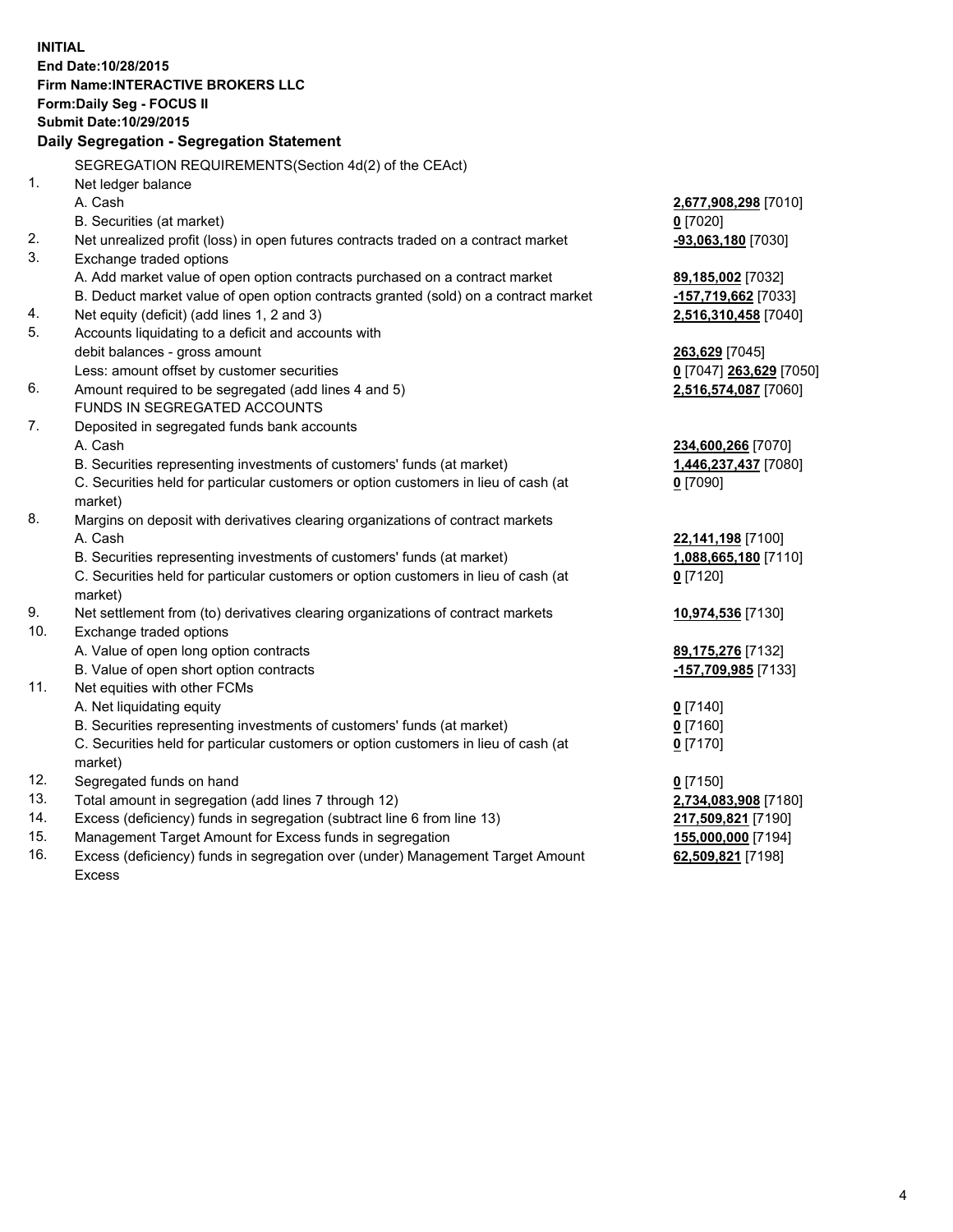**INITIAL**
**End Date:10/28/2015**
**Firm Name:INTERACTIVE BROKERS LLC**
**Form:Daily Seg - FOCUS II**
**Submit Date:10/29/2015**

**Daily Segregation - Segregation Statement**

| | | |
|---|---|---|
| | SEGREGATION REQUIREMENTS(Section 4d(2) of the CEAct) | |
| 1. | Net ledger balance | |
| | A. Cash | 2,677,908,298 [7010] |
| | B. Securities (at market) | 0 [7020] |
| 2. | Net unrealized profit (loss) in open futures contracts traded on a contract market | -93,063,180 [7030] |
| 3. | Exchange traded options | |
| | A. Add market value of open option contracts purchased on a contract market | 89,185,002 [7032] |
| | B. Deduct market value of open option contracts granted (sold) on a contract market | -157,719,662 [7033] |
| 4. | Net equity (deficit) (add lines 1, 2 and 3) | 2,516,310,458 [7040] |
| 5. | Accounts liquidating to a deficit and accounts with | |
| | debit balances - gross amount | 263,629 [7045] |
| | Less: amount offset by customer securities | 0 [7047] 263,629 [7050] |
| 6. | Amount required to be segregated (add lines 4 and 5) | 2,516,574,087 [7060] |
| | FUNDS IN SEGREGATED ACCOUNTS | |
| 7. | Deposited in segregated funds bank accounts | |
| | A. Cash | 234,600,266 [7070] |
| | B. Securities representing investments of customers' funds (at market) | 1,446,237,437 [7080] |
| | C. Securities held for particular customers or option customers in lieu of cash (at market) | 0 [7090] |
| 8. | Margins on deposit with derivatives clearing organizations of contract markets | |
| | A. Cash | 22,141,198 [7100] |
| | B. Securities representing investments of customers' funds (at market) | 1,088,665,180 [7110] |
| | C. Securities held for particular customers or option customers in lieu of cash (at market) | 0 [7120] |
| 9. | Net settlement from (to) derivatives clearing organizations of contract markets | 10,974,536 [7130] |
| 10. | Exchange traded options | |
| | A. Value of open long option contracts | 89,175,276 [7132] |
| | B. Value of open short option contracts | -157,709,985 [7133] |
| 11. | Net equities with other FCMs | |
| | A. Net liquidating equity | 0 [7140] |
| | B. Securities representing investments of customers' funds (at market) | 0 [7160] |
| | C. Securities held for particular customers or option customers in lieu of cash (at market) | 0 [7170] |
| 12. | Segregated funds on hand | 0 [7150] |
| 13. | Total amount in segregation (add lines 7 through 12) | 2,734,083,908 [7180] |
| 14. | Excess (deficiency) funds in segregation (subtract line 6 from line 13) | 217,509,821 [7190] |
| 15. | Management Target Amount for Excess funds in segregation | 155,000,000 [7194] |
| 16. | Excess (deficiency) funds in segregation over (under) Management Target Amount Excess | 62,509,821 [7198] |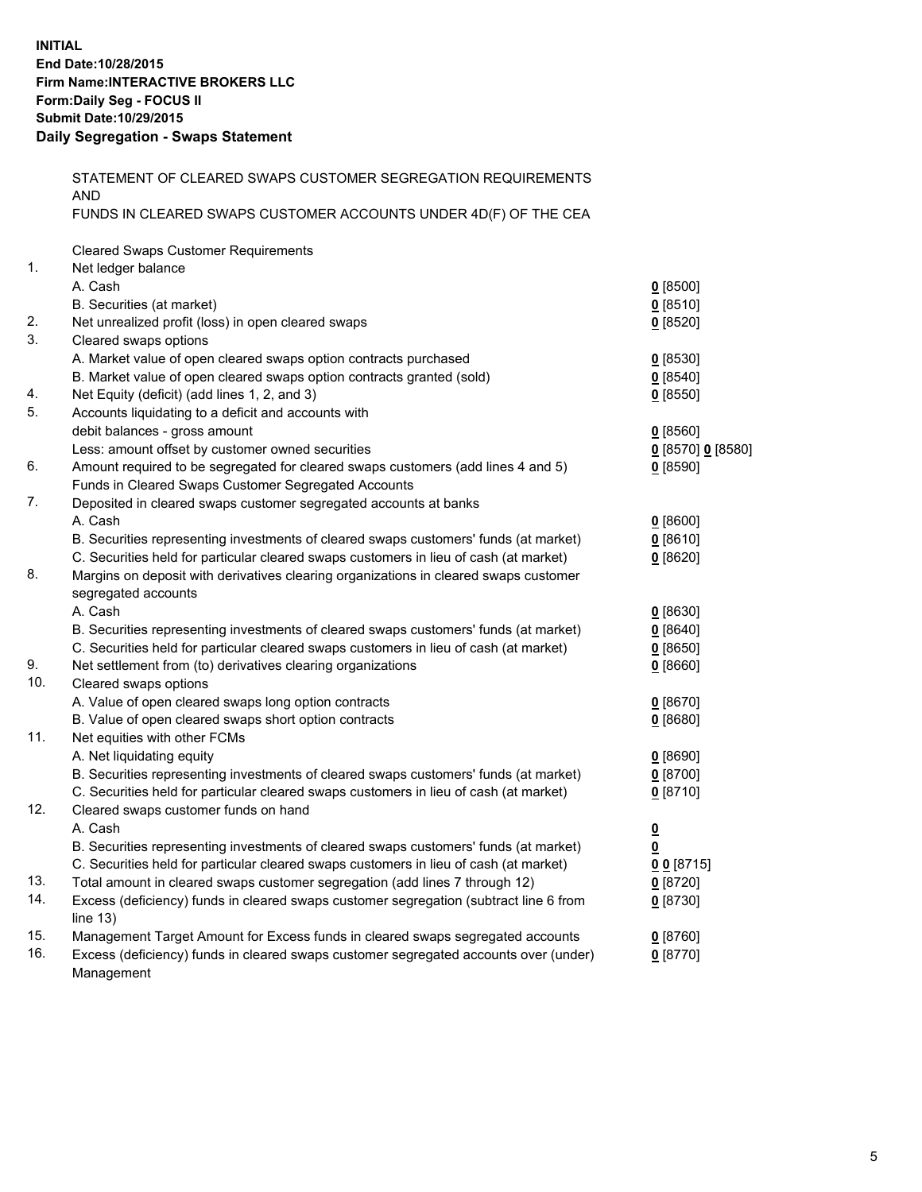**INITIAL**
**End Date:10/28/2015**
**Firm Name:INTERACTIVE BROKERS LLC**
**Form:Daily Seg - FOCUS II**
**Submit Date:10/29/2015**
**Daily Segregation - Swaps Statement**

STATEMENT OF CLEARED SWAPS CUSTOMER SEGREGATION REQUIREMENTS AND FUNDS IN CLEARED SWAPS CUSTOMER ACCOUNTS UNDER 4D(F) OF THE CEA

| | | |
|---|---|---|
| | Cleared Swaps Customer Requirements | |
| 1. | Net ledger balance | |
| | A. Cash | 0 [8500] |
| | B. Securities (at market) | 0 [8510] |
| 2. | Net unrealized profit (loss) in open cleared swaps | 0 [8520] |
| 3. | Cleared swaps options | |
| | A. Market value of open cleared swaps option contracts purchased | 0 [8530] |
| | B. Market value of open cleared swaps option contracts granted (sold) | 0 [8540] |
| 4. | Net Equity (deficit) (add lines 1, 2, and 3) | 0 [8550] |
| 5. | Accounts liquidating to a deficit and accounts with debit balances - gross amount | 0 [8560] |
| | Less: amount offset by customer owned securities | 0 [8570] 0 [8580] |
| 6. | Amount required to be segregated for cleared swaps customers (add lines 4 and 5) | 0 [8590] |
| | Funds in Cleared Swaps Customer Segregated Accounts | |
| 7. | Deposited in cleared swaps customer segregated accounts at banks | |
| | A. Cash | 0 [8600] |
| | B. Securities representing investments of cleared swaps customers' funds (at market) | 0 [8610] |
| | C. Securities held for particular cleared swaps customers in lieu of cash (at market) | 0 [8620] |
| 8. | Margins on deposit with derivatives clearing organizations in cleared swaps customer segregated accounts | |
| | A. Cash | 0 [8630] |
| | B. Securities representing investments of cleared swaps customers' funds (at market) | 0 [8640] |
| | C. Securities held for particular cleared swaps customers in lieu of cash (at market) | 0 [8650] |
| 9. | Net settlement from (to) derivatives clearing organizations | 0 [8660] |
| 10. | Cleared swaps options | |
| | A. Value of open cleared swaps long option contracts | 0 [8670] |
| | B. Value of open cleared swaps short option contracts | 0 [8680] |
| 11. | Net equities with other FCMs | |
| | A. Net liquidating equity | 0 [8690] |
| | B. Securities representing investments of cleared swaps customers' funds (at market) | 0 [8700] |
| | C. Securities held for particular cleared swaps customers in lieu of cash (at market) | 0 [8710] |
| 12. | Cleared swaps customer funds on hand | |
| | A. Cash | 0 |
| | B. Securities representing investments of cleared swaps customers' funds (at market) | 0 |
| | C. Securities held for particular cleared swaps customers in lieu of cash (at market) | 0 0 [8715] |
| 13. | Total amount in cleared swaps customer segregation (add lines 7 through 12) | 0 [8720] |
| 14. | Excess (deficiency) funds in cleared swaps customer segregation (subtract line 6 from line 13) | 0 [8730] |
| 15. | Management Target Amount for Excess funds in cleared swaps segregated accounts | 0 [8760] |
| 16. | Excess (deficiency) funds in cleared swaps customer segregated accounts over (under) Management | 0 [8770] |